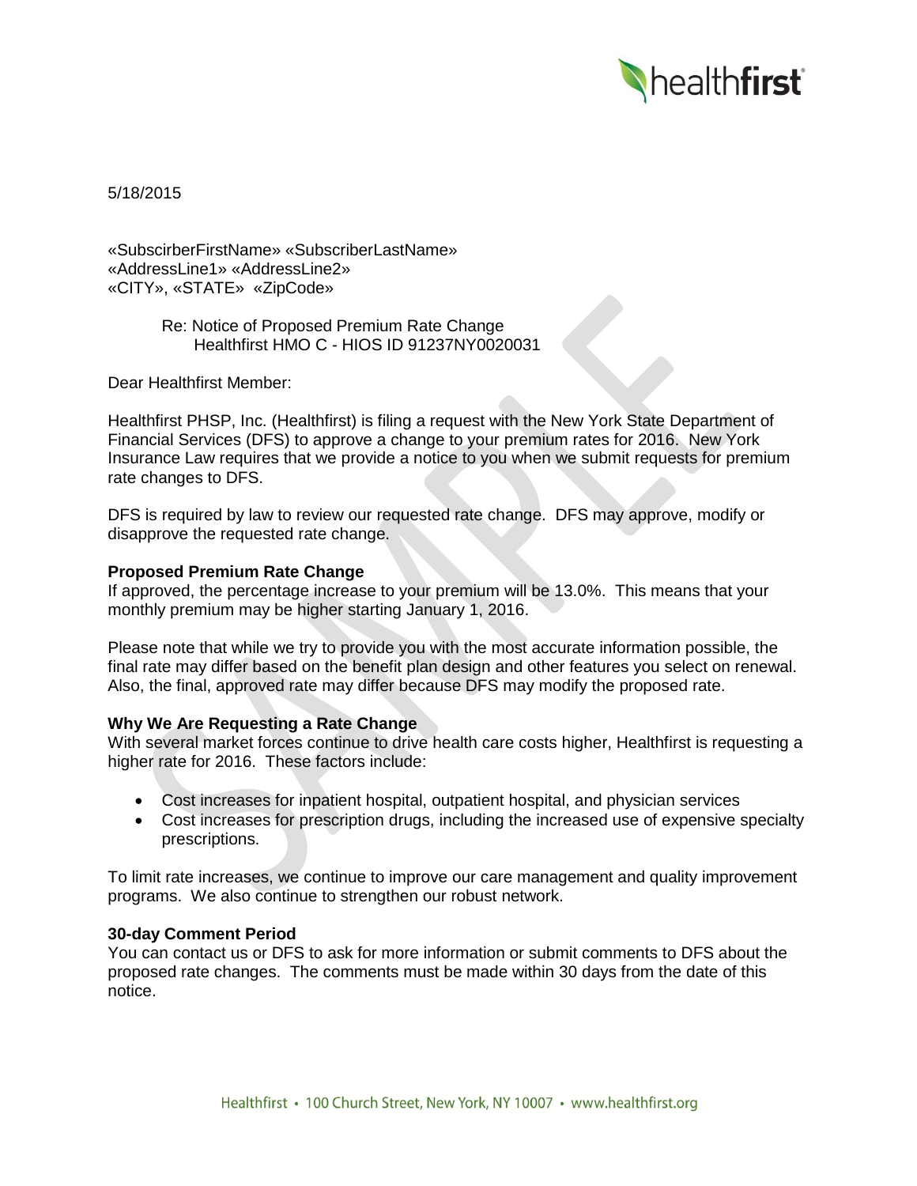5/18/2015

«SubscirberFirstName» «SubscriberLastName»
«AddressLine1» «AddressLine2»
«CITY», «STATE» «ZipCode»

Re: Notice of Proposed Premium Rate Change
Healthfirst HMO C - HIOS ID 91237NY0020031

Dear Healthfirst Member:

Healthfirst PHSP, Inc. (Healthfirst) is filing a request with the New York State Department of Financial Services (DFS) to approve a change to your premium rates for 2016. New York Insurance Law requires that we provide a notice to you when we submit requests for premium rate changes to DFS.

DFS is required by law to review our requested rate change. DFS may approve, modify or disapprove the requested rate change.

**Proposed Premium Rate Change**

If approved, the percentage increase to your premium will be 13.0%. This means that your monthly premium may be higher starting January 1, 2016.

Please note that while we try to provide you with the most accurate information possible, the final rate may differ based on the benefit plan design and other features you select on renewal. Also, the final, approved rate may differ because DFS may modify the proposed rate.

**Why We Are Requesting a Rate Change**

With several market forces continue to drive health care costs higher, Healthfirst is requesting a higher rate for 2016. These factors include:

- Cost increases for inpatient hospital, outpatient hospital, and physician services
- Cost increases for prescription drugs, including the increased use of expensive specialty prescriptions.

To limit rate increases, we continue to improve our care management and quality improvement programs. We also continue to strengthen our robust network.

**30-day Comment Period**

You can contact us or DFS to ask for more information or submit comments to DFS about the proposed rate changes. The comments must be made within 30 days from the date of this notice.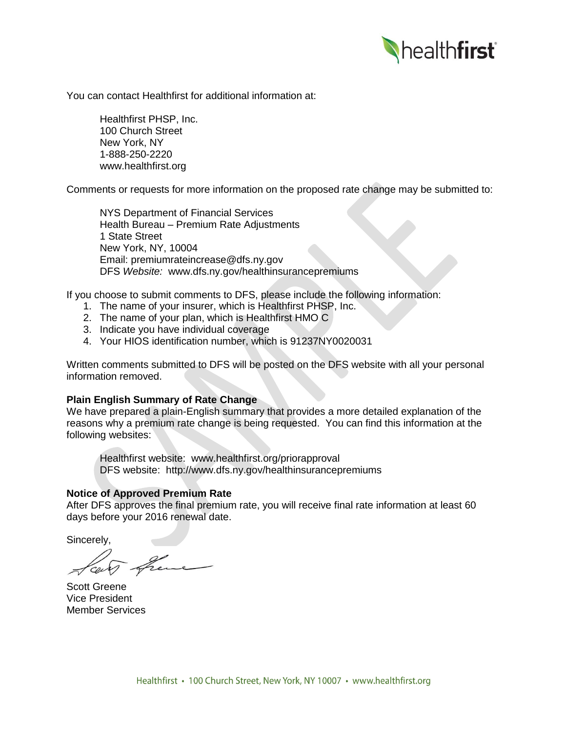You can contact Healthfirst for additional information at:

Healthfirst PHSP, Inc.
100 Church Street
New York, NY
1-888-250-2220
www.healthfirst.org

Comments or requests for more information on the proposed rate change may be submitted to:

NYS Department of Financial Services
Health Bureau – Premium Rate Adjustments
1 State Street
New York, NY, 10004
Email: premiumrateincrease@dfs.ny.gov
DFS *Website:* www.dfs.ny.gov/healthinsurancepremiums

If you choose to submit comments to DFS, please include the following information:

1. The name of your insurer, which is Healthfirst PHSP, Inc.
2. The name of your plan, which is Healthfirst HMO C
3. Indicate you have individual coverage
4. Your HIOS identification number, which is 91237NY0020031

Written comments submitted to DFS will be posted on the DFS website with all your personal information removed.

**Plain English Summary of Rate Change**

We have prepared a plain-English summary that provides a more detailed explanation of the reasons why a premium rate change is being requested. You can find this information at the following websites:

Healthfirst website: www.healthfirst.org/priorapproval
DFS website: http://www.dfs.ny.gov/healthinsurancepremiums

**Notice of Approved Premium Rate**

After DFS approves the final premium rate, you will receive final rate information at least 60 days before your 2016 renewal date.

Sincerely,

Scott Greene
Vice President
Member Services